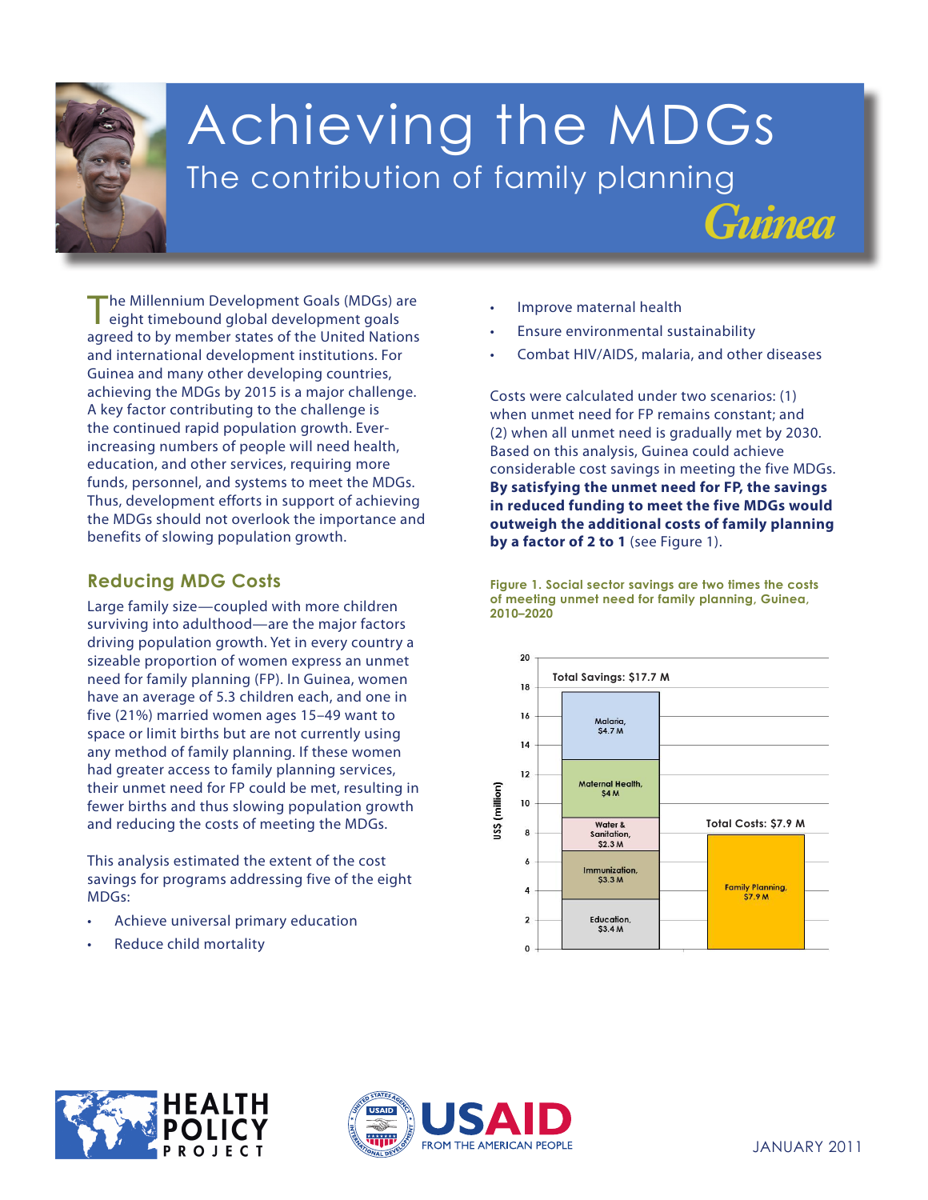# Achieving the MDGs

## The contribution of family planning

### Guinea

The Millennium Development Goals (MDGs) are eight timebound global development goals agreed to by member states of the United Nations and international development institutions. For Guinea and many other developing countries, achieving the MDGs by 2015 is a major challenge. A key factor contributing to the challenge is the continued rapid population growth. Ever-increasing numbers of people will need health, education, and other services, requiring more funds, personnel, and systems to meet the MDGs. Thus, development efforts in support of achieving the MDGs should not overlook the importance and benefits of slowing population growth.

## Reducing MDG Costs

Large family size—coupled with more children surviving into adulthood—are the major factors driving population growth. Yet in every country a sizeable proportion of women express an unmet need for family planning (FP). In Guinea, women have an average of 5.3 children each, and one in five (21%) married women ages 15–49 want to space or limit births but are not currently using any method of family planning. If these women had greater access to family planning services, their unmet need for FP could be met, resulting in fewer births and thus slowing population growth and reducing the costs of meeting the MDGs.

This analysis estimated the extent of the cost savings for programs addressing five of the eight MDGs:

- Achieve universal primary education
- Reduce child mortality
- Improve maternal health
- Ensure environmental sustainability
- Combat HIV/AIDS, malaria, and other diseases

Costs were calculated under two scenarios: (1) when unmet need for FP remains constant; and (2) when all unmet need is gradually met by 2030. Based on this analysis, Guinea could achieve considerable cost savings in meeting the five MDGs. **By satisfying the unmet need for FP, the savings in reduced funding to meet the five MDGs would outweigh the additional costs of family planning by a factor of 2 to 1** (see Figure 1).

**Figure 1. Social sector savings are two times the costs of meeting unmet need for family planning, Guinea, 2010–2020**

| | US$ (million) |
|---|---|
| **Total Savings: $17.7 M** | |
| Malaria | $4.7 M |
| Maternal Health | $4 M |
| Water & Sanitation | $2.3 M |
| Immunization | $3.3 M |
| Education | $3.4 M |
| **Total Costs: $7.9 M** | |
| Family Planning | $7.9 M |

JANUARY 2011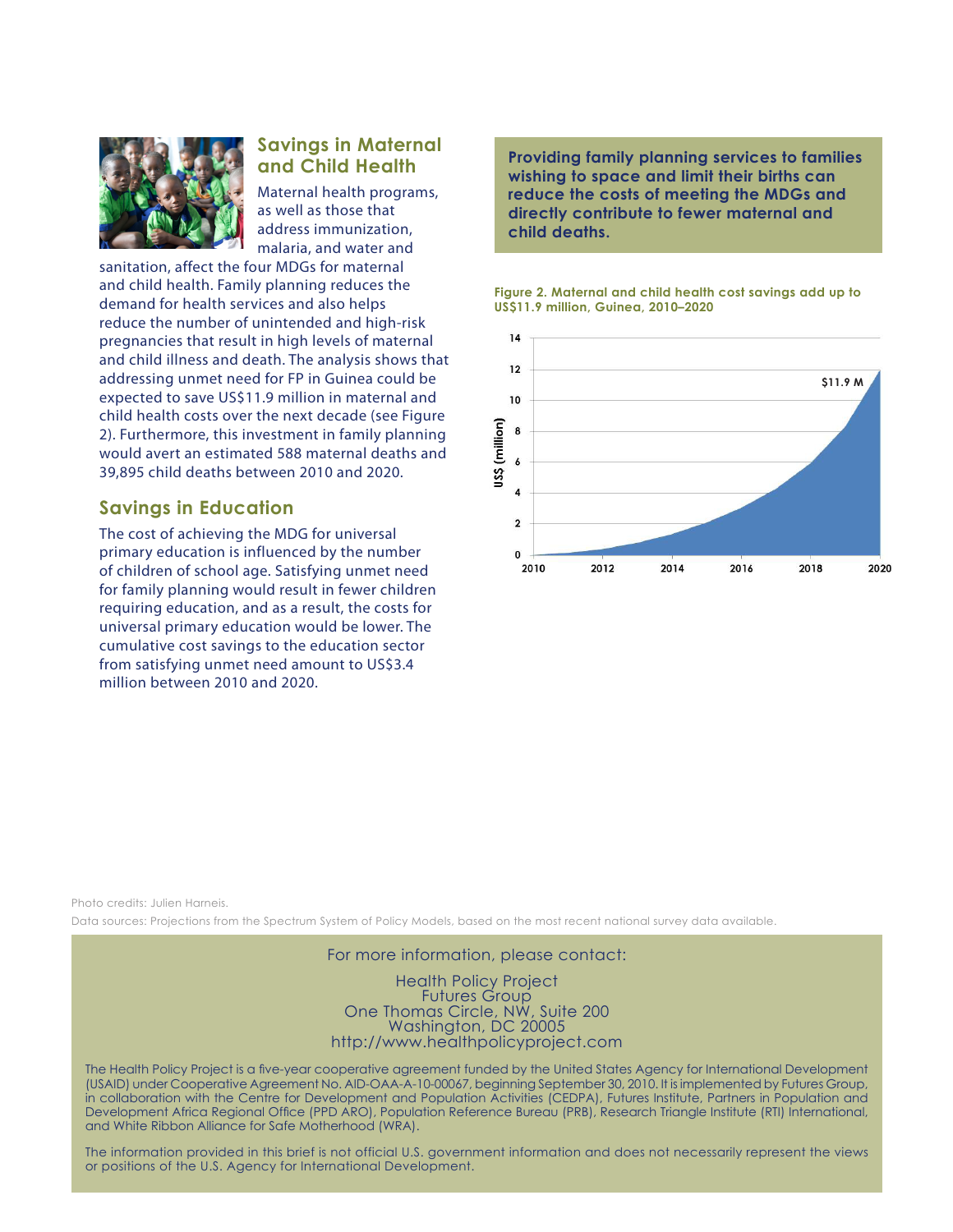## Savings in Maternal and Child Health

Maternal health programs, as well as those that address immunization, malaria, and water and sanitation, affect the four MDGs for maternal and child health. Family planning reduces the demand for health services and also helps reduce the number of unintended and high-risk pregnancies that result in high levels of maternal and child illness and death. The analysis shows that addressing unmet need for FP in Guinea could be expected to save US$11.9 million in maternal and child health costs over the next decade (see Figure 2). Furthermore, this investment in family planning would avert an estimated 588 maternal deaths and 39,895 child deaths between 2010 and 2020.

## Savings in Education

The cost of achieving the MDG for universal primary education is influenced by the number of children of school age. Satisfying unmet need for family planning would result in fewer children requiring education, and as a result, the costs for universal primary education would be lower. The cumulative cost savings to the education sector from satisfying unmet need amount to US$3.4 million between 2010 and 2020.

**Providing family planning services to families wishing to space and limit their births can reduce the costs of meeting the MDGs and directly contribute to fewer maternal and child deaths.**

**Figure 2. Maternal and child health cost savings add up to US$11.9 million, Guinea, 2010–2020**

US$ (million)

0
2
4
6
8
10
12
14

2010
2012
2014
2016
2018
2020

$11.9 M

Photo credits: Julien Harneis.

Data sources: Projections from the Spectrum System of Policy Models, based on the most recent national survey data available.

For more information, please contact:

Health Policy Project
Futures Group
One Thomas Circle, NW, Suite 200
Washington, DC 20005
http://www.healthpolicyproject.com

The Health Policy Project is a five-year cooperative agreement funded by the United States Agency for International Development (USAID) under Cooperative Agreement No. AID-OAA-A-10-00067, beginning September 30, 2010. It is implemented by Futures Group, in collaboration with the Centre for Development and Population Activities (CEDPA), Futures Institute, Partners in Population and Development Africa Regional Office (PPD ARO), Population Reference Bureau (PRB), Research Triangle Institute (RTI) International, and White Ribbon Alliance for Safe Motherhood (WRA).

The information provided in this brief is not official U.S. government information and does not necessarily represent the views or positions of the U.S. Agency for International Development.